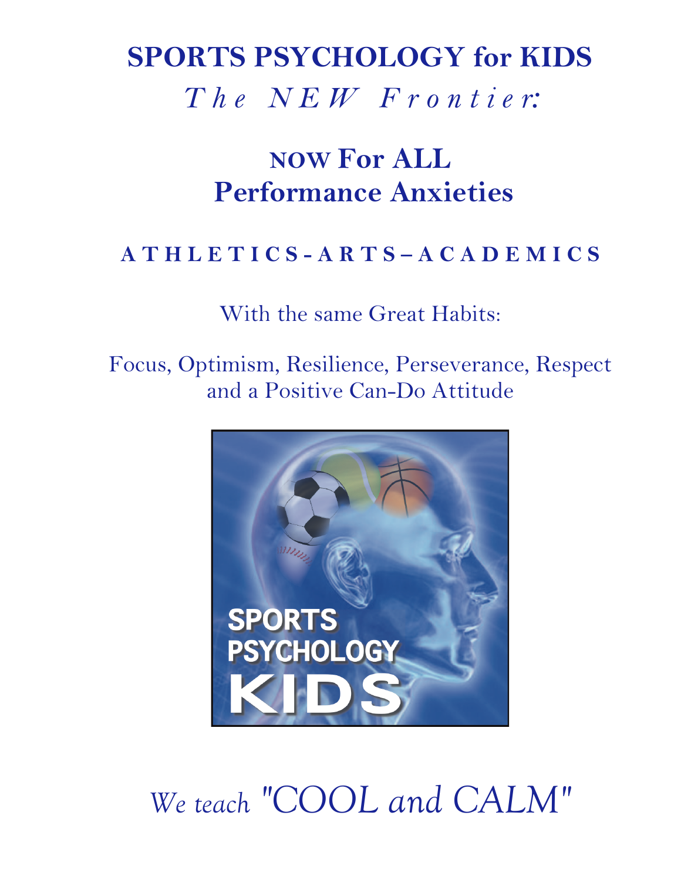# SPORTS PSYCHOLOGY for KIDS

## *The NEW Frontier:*

## NOW For ALL Performance Anxieties

**ATHLETICS - ARTS – ACADEMICS**

With the same Great Habits:

Focus, Optimism, Resilience, Perseverance, Respect and a Positive Can-Do Attitude

*We teach "COOL and CALM"*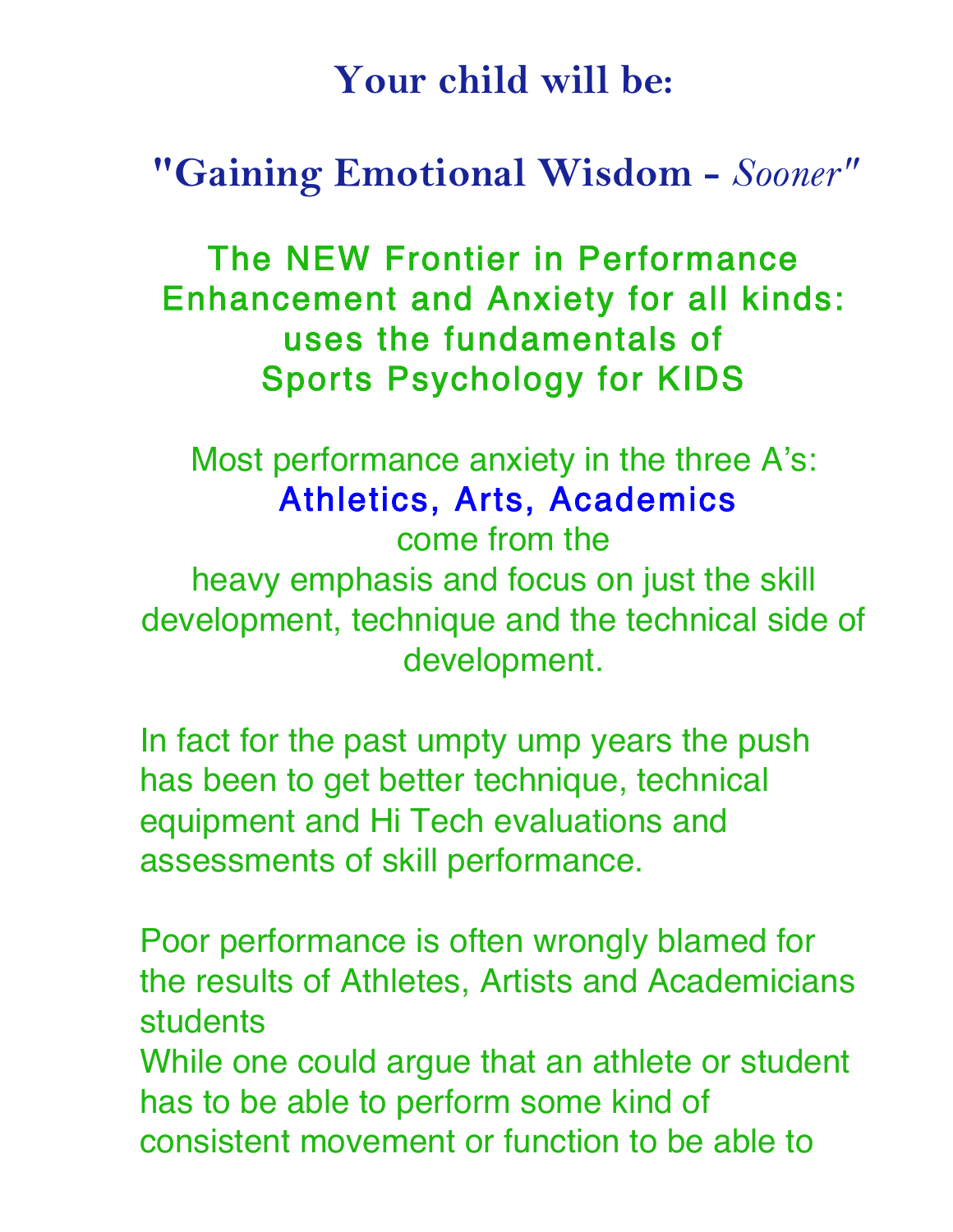## Your child will be:

## "Gaining Emotional Wisdom - *Sooner*"

### The NEW Frontier in Performance Enhancement and Anxiety for all kinds: uses the fundamentals of Sports Psychology for KIDS

Most performance anxiety in the three A's:
**Athletics, Arts, Academics**
come from the
heavy emphasis and focus on just the skill development, technique and the technical side of development.

In fact for the past umpty ump years the push has been to get better technique, technical equipment and Hi Tech evaluations and assessments of skill performance.

Poor performance is often wrongly blamed for the results of Athletes, Artists and Academicians students
While one could argue that an athlete or student has to be able to perform some kind of consistent movement or function to be able to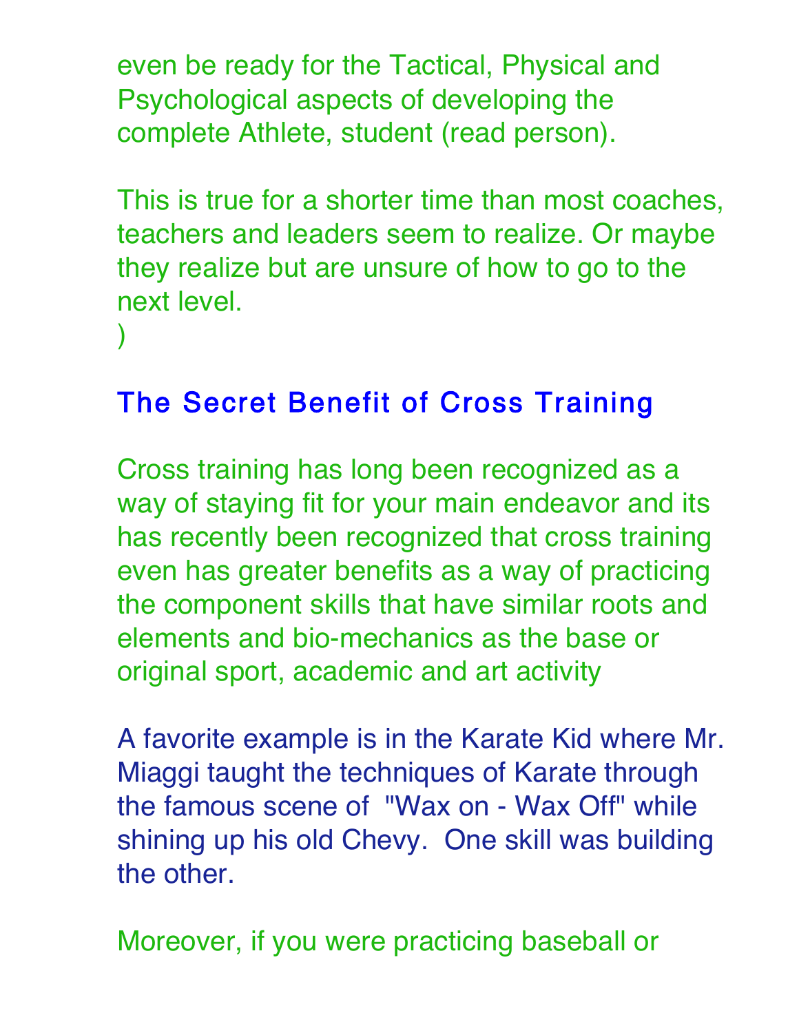even be ready for the Tactical, Physical and Psychological aspects of developing the complete Athlete, student (read person).

This is true for a shorter time than most coaches, teachers and leaders seem to realize. Or maybe they realize but are unsure of how to go to the next level.
)

## The Secret Benefit of Cross Training

Cross training has long been recognized as a way of staying fit for your main endeavor and its has recently been recognized that cross training even has greater benefits as a way of practicing the component skills that have similar roots and elements and bio-mechanics as the base or original sport, academic and art activity

A favorite example is in the Karate Kid where Mr. Miaggi taught the techniques of Karate through the famous scene of "Wax on - Wax Off" while shining up his old Chevy. One skill was building the other.

Moreover, if you were practicing baseball or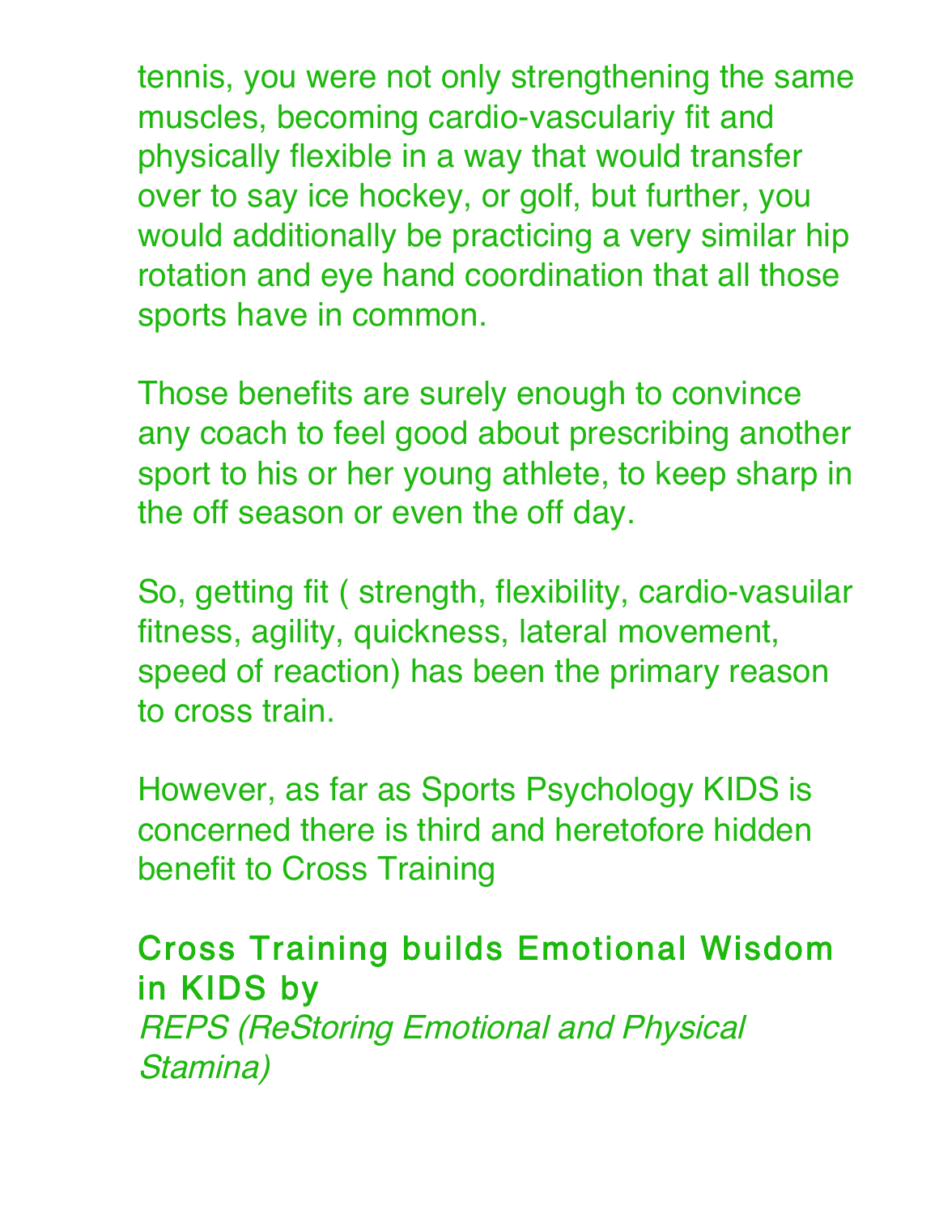tennis, you were not only strengthening the same muscles, becoming cardio-vasculariy fit and physically flexible in a way that would transfer over to say ice hockey, or golf, but further, you would additionally be practicing a very similar hip rotation and eye hand coordination that all those sports have in common.

Those benefits are surely enough to convince any coach to feel good about prescribing another sport to his or her young athlete, to keep sharp in the off season or even the off day.

So, getting fit ( strength, flexibility, cardio-vasuilar fitness, agility, quickness, lateral movement, speed of reaction) has been the primary reason to cross train.

However, as far as Sports Psychology KIDS is concerned there is third and heretofore hidden benefit to Cross Training

### Cross Training builds Emotional Wisdom in KIDS by

*REPS (ReStoring Emotional and Physical Stamina)*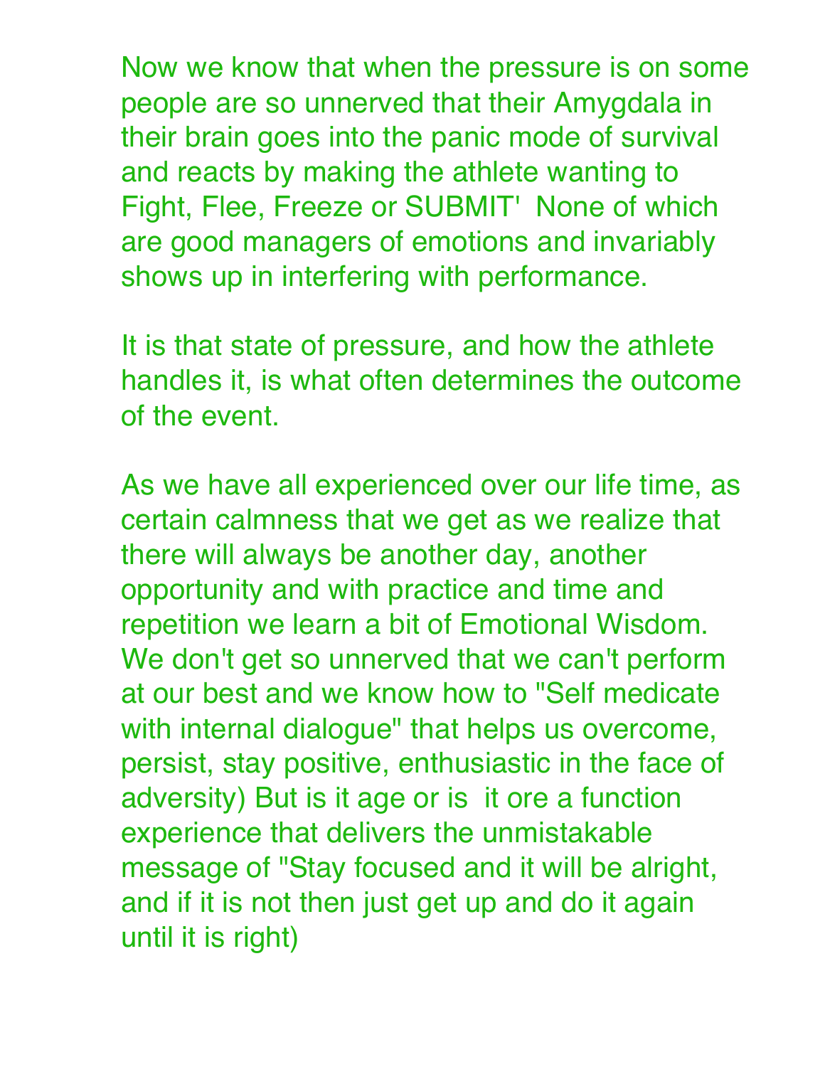Now we know that when the pressure is on some people are so unnerved that their Amygdala in their brain goes into the panic mode of survival and reacts by making the athlete wanting to Fight, Flee, Freeze or SUBMIT' None of which are good managers of emotions and invariably shows up in interfering with performance.

It is that state of pressure, and how the athlete handles it, is what often determines the outcome of the event.

As we have all experienced over our life time, as certain calmness that we get as we realize that there will always be another day, another opportunity and with practice and time and repetition we learn a bit of Emotional Wisdom. We don't get so unnerved that we can't perform at our best and we know how to "Self medicate with internal dialogue" that helps us overcome, persist, stay positive, enthusiastic in the face of adversity) But is it age or is it ore a function experience that delivers the unmistakable message of "Stay focused and it will be alright, and if it is not then just get up and do it again until it is right)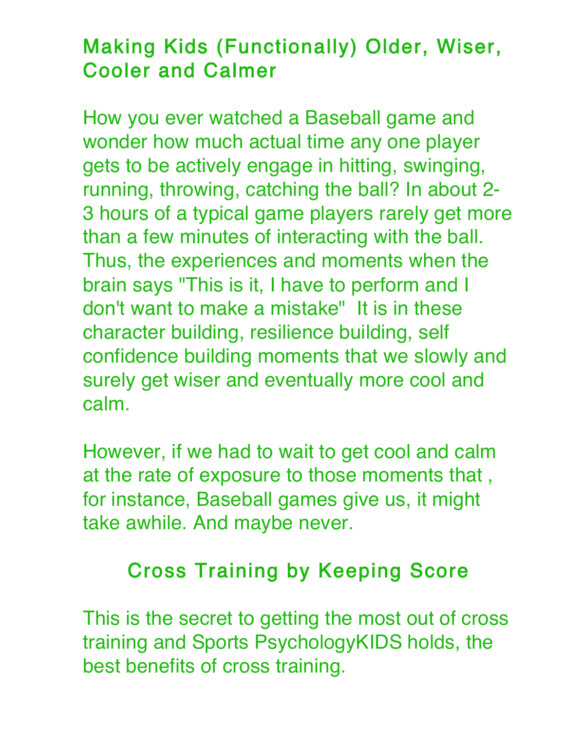## Making Kids (Functionally) Older, Wiser, Cooler and Calmer

How you ever watched a Baseball game and wonder how much actual time any one player gets to be actively engage in hitting, swinging, running, throwing, catching the ball? In about 2-3 hours of a typical game players rarely get more than a few minutes of interacting with the ball. Thus, the experiences and moments when the brain says "This is it, I have to perform and I don't want to make a mistake"  It is in these character building, resilience building, self confidence building moments that we slowly and surely get wiser and eventually more cool and calm.

However, if we had to wait to get cool and calm at the rate of exposure to those moments that , for instance, Baseball games give us, it might take awhile. And maybe never.

### Cross Training by Keeping Score

This is the secret to getting the most out of cross training and Sports PsychologyKIDS holds, the best benefits of cross training.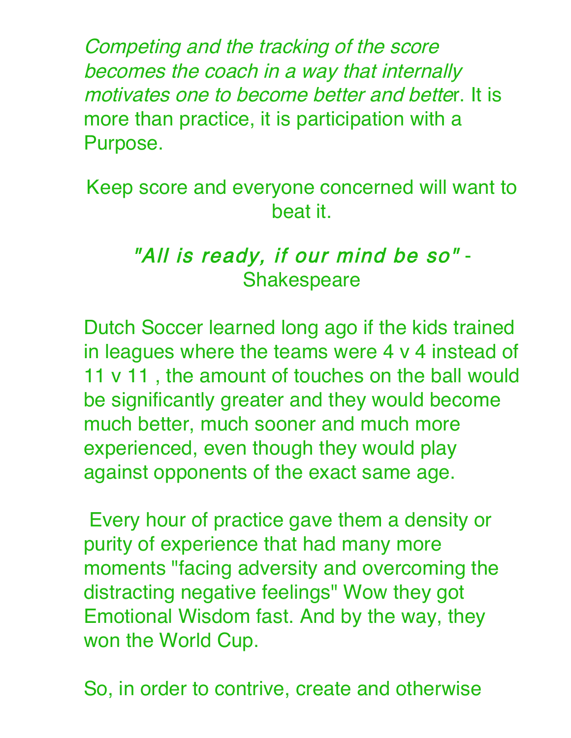*Competing and the tracking of the score becomes the coach in a way that internally motivates one to become better and bette*r. It is more than practice, it is participation with a Purpose.

Keep score and everyone concerned will want to beat it.

*"All is ready, if our mind be so"* - Shakespeare

Dutch Soccer learned long ago if the kids trained in leagues where the teams were 4 v 4 instead of 11 v 11 , the amount of touches on the ball would be significantly greater and they would become much better, much sooner and much more experienced, even though they would play against opponents of the exact same age.

Every hour of practice gave them a density or purity of experience that had many more moments "facing adversity and overcoming the distracting negative feelings" Wow they got Emotional Wisdom fast. And by the way, they won the World Cup.

So, in order to contrive, create and otherwise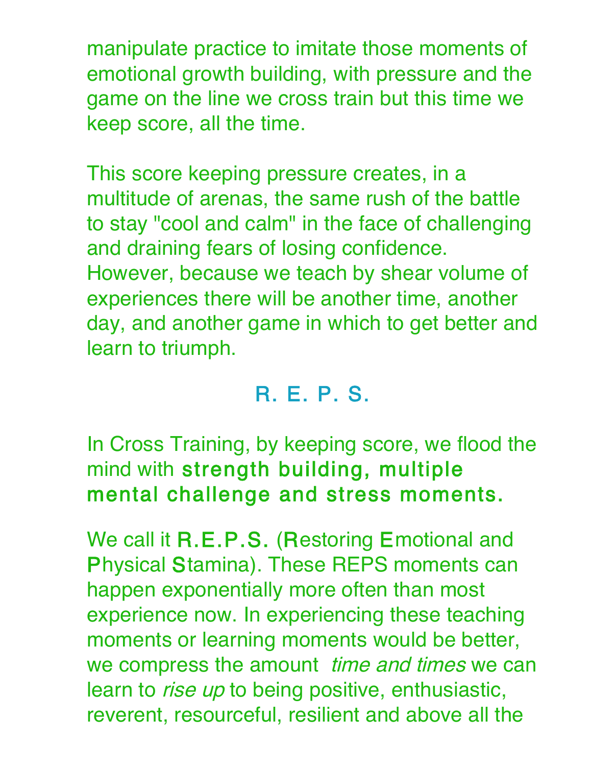manipulate practice to imitate those moments of emotional growth building, with pressure and the game on the line we cross train but this time we keep score, all the time.

This score keeping pressure creates, in a multitude of arenas, the same rush of the battle to stay "cool and calm" in the face of challenging and draining fears of losing confidence. However, because we teach by shear volume of experiences there will be another time, another day, and another game in which to get better and learn to triumph.

## R. E. P. S.

In Cross Training, by keeping score, we flood the mind with **strength building, multiple mental challenge and stress moments.**

We call it **R.E.P.S.** (**R**estoring **E**motional and **P**hysical **S**tamina). These REPS moments can happen exponentially more often than most experience now. In experiencing these teaching moments or learning moments would be better, we compress the amount *time and times* we can learn to *rise up* to being positive, enthusiastic, reverent, resourceful, resilient and above all the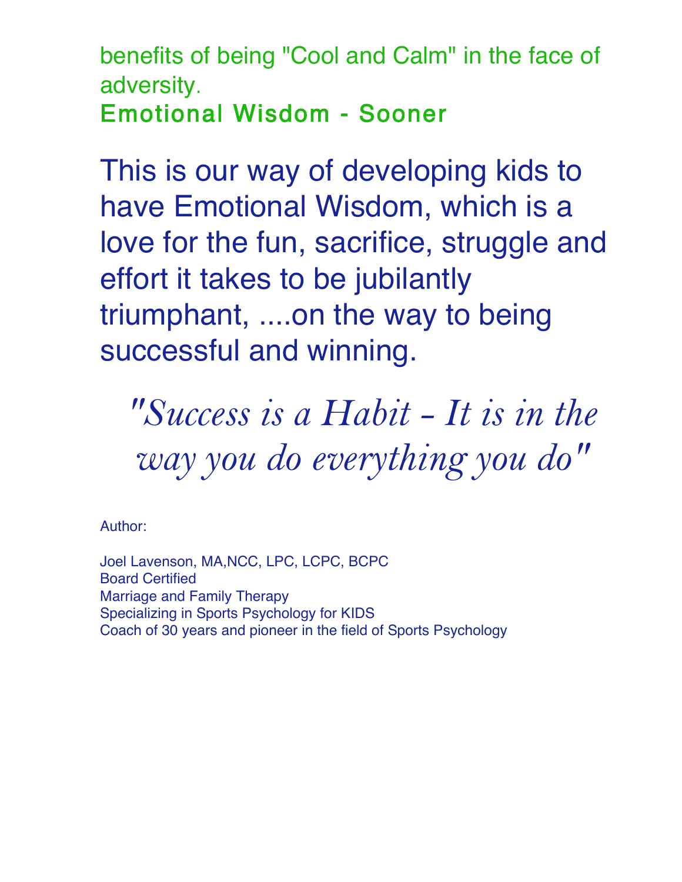benefits of being "Cool and Calm" in the face of adversity.

## Emotional Wisdom - Sooner

This is our way of developing kids to have Emotional Wisdom, which is a love for the fun, sacrifice, struggle and effort it takes to be jubilantly triumphant, ....on the way to being successful and winning.

*"Success is a Habit - It is in the way you do everything you do"*

Author:

Joel Lavenson, MA,NCC, LPC, LCPC, BCPC
Board Certified
Marriage and Family Therapy
Specializing in Sports Psychology for KIDS
Coach of 30 years and pioneer in the field of Sports Psychology